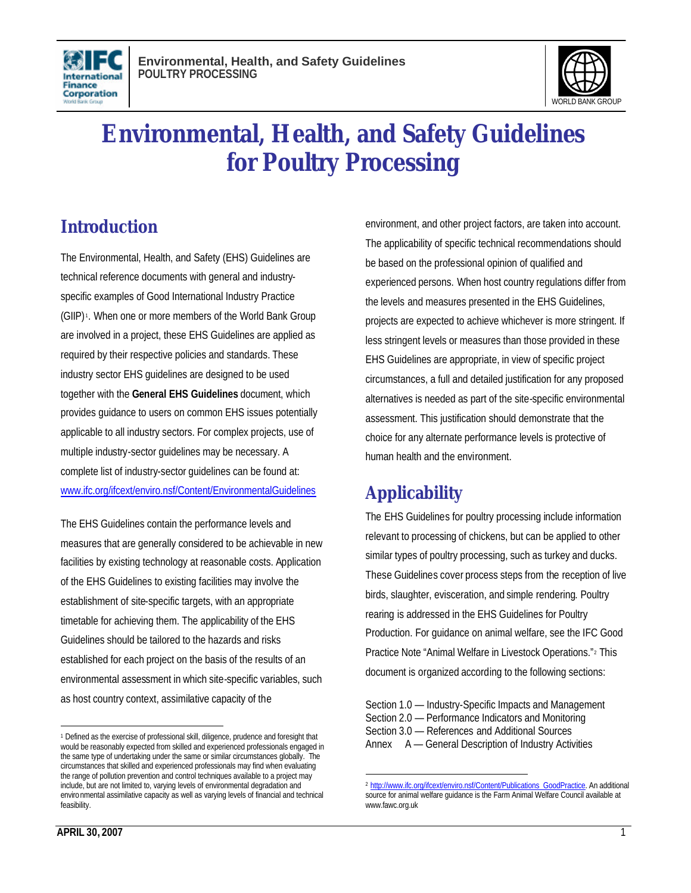# Environmental, Health, and Safety Guidelines for Poultry Processing

## Introduction

The Environmental, Health, and Safety (EHS) Guidelines are technical reference documents with general and industry-specific examples of Good International Industry Practice (GIIP)[1]. When one or more members of the World Bank Group are involved in a project, these EHS Guidelines are applied as required by their respective policies and standards. These industry sector EHS guidelines are designed to be used together with the **General EHS Guidelines** document, which provides guidance to users on common EHS issues potentially applicable to all industry sectors. For complex projects, use of multiple industry-sector guidelines may be necessary. A complete list of industry-sector guidelines can be found at: www.ifc.org/ifcext/enviro.nsf/Content/EnvironmentalGuidelines

The EHS Guidelines contain the performance levels and measures that are generally considered to be achievable in new facilities by existing technology at reasonable costs. Application of the EHS Guidelines to existing facilities may involve the establishment of site-specific targets, with an appropriate timetable for achieving them. The applicability of the EHS Guidelines should be tailored to the hazards and risks established for each project on the basis of the results of an environmental assessment in which site-specific variables, such as host country context, assimilative capacity of the environment, and other project factors, are taken into account. The applicability of specific technical recommendations should be based on the professional opinion of qualified and experienced persons. When host country regulations differ from the levels and measures presented in the EHS Guidelines, projects are expected to achieve whichever is more stringent. If less stringent levels or measures than those provided in these EHS Guidelines are appropriate, in view of specific project circumstances, a full and detailed justification for any proposed alternatives is needed as part of the site-specific environmental assessment. This justification should demonstrate that the choice for any alternate performance levels is protective of human health and the environment.

## Applicability

The EHS Guidelines for poultry processing include information relevant to processing of chickens, but can be applied to other similar types of poultry processing, such as turkey and ducks. These Guidelines cover process steps from the reception of live birds, slaughter, evisceration, and simple rendering. Poultry rearing is addressed in the EHS Guidelines for Poultry Production. For guidance on animal welfare, see the IFC Good Practice Note "Animal Welfare in Livestock Operations."[2] This document is organized according to the following sections:

Section 1.0 — Industry-Specific Impacts and Management
Section 2.0 — Performance Indicators and Monitoring
Section 3.0 — References and Additional Sources
Annex A — General Description of Industry Activities

---

[1] Defined as the exercise of professional skill, diligence, prudence and foresight that would be reasonably expected from skilled and experienced professionals engaged in the same type of undertaking under the same or similar circumstances globally. The circumstances that skilled and experienced professionals may find when evaluating the range of pollution prevention and control techniques available to a project may include, but are not limited to, varying levels of environmental degradation and environmental assimilative capacity as well as varying levels of financial and technical feasibility.

[2] http://www.ifc.org/ifcext/enviro.nsf/Content/Publications_GoodPractice. An additional source for animal welfare guidance is the Farm Animal Welfare Council available at www.fawc.org.uk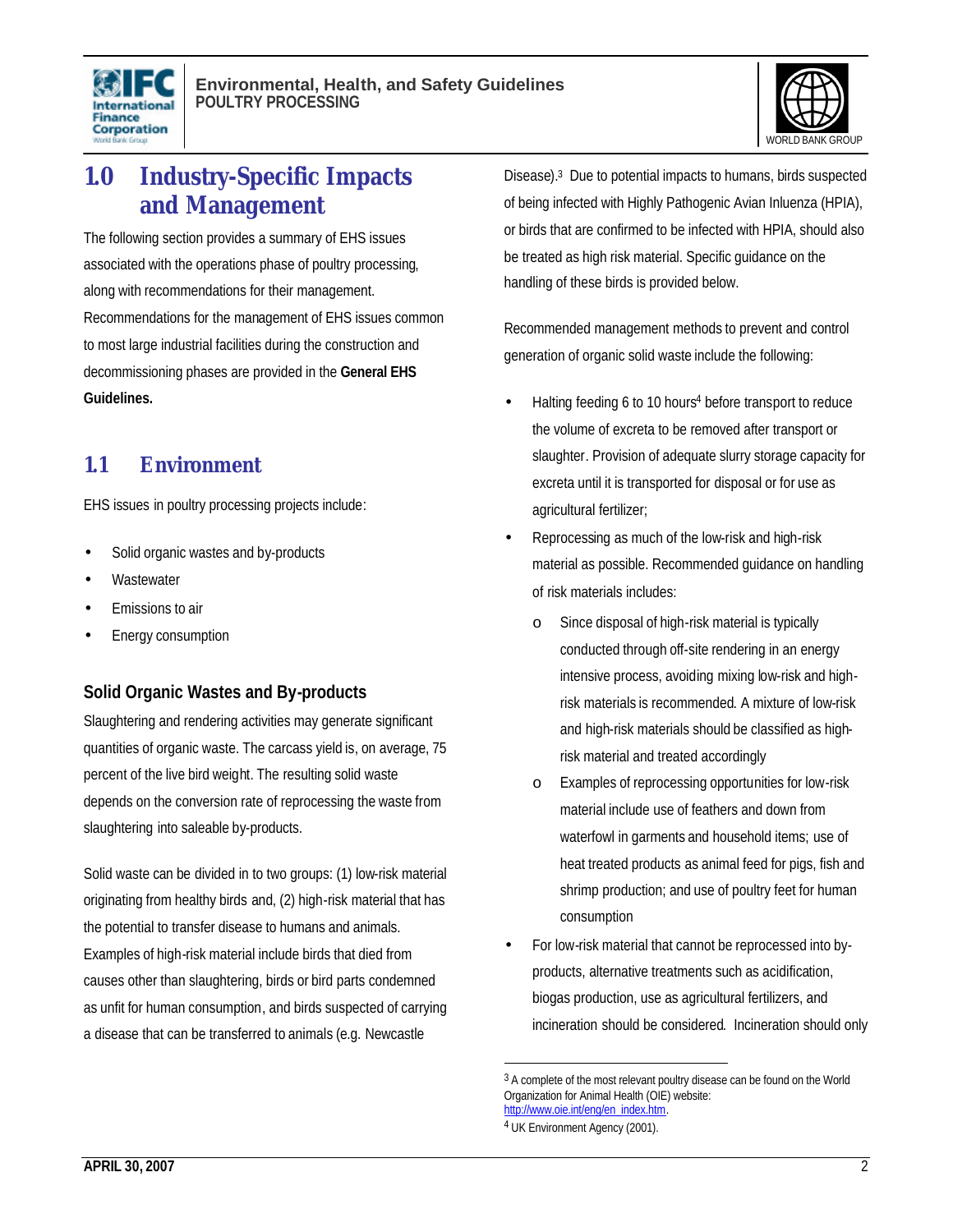# 1.0 Industry-Specific Impacts and Management

The following section provides a summary of EHS issues associated with the operations phase of poultry processing, along with recommendations for their management. Recommendations for the management of EHS issues common to most large industrial facilities during the construction and decommissioning phases are provided in the **General EHS Guidelines.**

## 1.1 Environment

EHS issues in poultry processing projects include:

- Solid organic wastes and by-products
- Wastewater
- Emissions to air
- Energy consumption

### Solid Organic Wastes and By-products

Slaughtering and rendering activities may generate significant quantities of organic waste. The carcass yield is, on average, 75 percent of the live bird weight. The resulting solid waste depends on the conversion rate of reprocessing the waste from slaughtering into saleable by-products.

Solid waste can be divided in to two groups: (1) low-risk material originating from healthy birds and, (2) high-risk material that has the potential to transfer disease to humans and animals. Examples of high-risk material include birds that died from causes other than slaughtering, birds or bird parts condemned as unfit for human consumption, and birds suspected of carrying a disease that can be transferred to animals (e.g. Newcastle Disease).[3] Due to potential impacts to humans, birds suspected of being infected with Highly Pathogenic Avian Inluenza (HPIA), or birds that are confirmed to be infected with HPIA, should also be treated as high risk material. Specific guidance on the handling of these birds is provided below.

Recommended management methods to prevent and control generation of organic solid waste include the following:

- Halting feeding 6 to 10 hours[4] before transport to reduce the volume of excreta to be removed after transport or slaughter. Provision of adequate slurry storage capacity for excreta until it is transported for disposal or for use as agricultural fertilizer;
- Reprocessing as much of the low-risk and high-risk material as possible. Recommended guidance on handling of risk materials includes:
  - Since disposal of high-risk material is typically conducted through off-site rendering in an energy intensive process, avoiding mixing low-risk and high-risk materials is recommended. A mixture of low-risk and high-risk materials should be classified as high-risk material and treated accordingly
  - Examples of reprocessing opportunities for low-risk material include use of feathers and down from waterfowl in garments and household items; use of heat treated products as animal feed for pigs, fish and shrimp production; and use of poultry feet for human consumption
- For low-risk material that cannot be reprocessed into by-products, alternative treatments such as acidification, biogas production, use as agricultural fertilizers, and incineration should be considered. Incineration should only

---

[3] A complete of the most relevant poultry disease can be found on the World Organization for Animal Health (OIE) website: http://www.oie.int/eng/en_index.htm.

[4] UK Environment Agency (2001).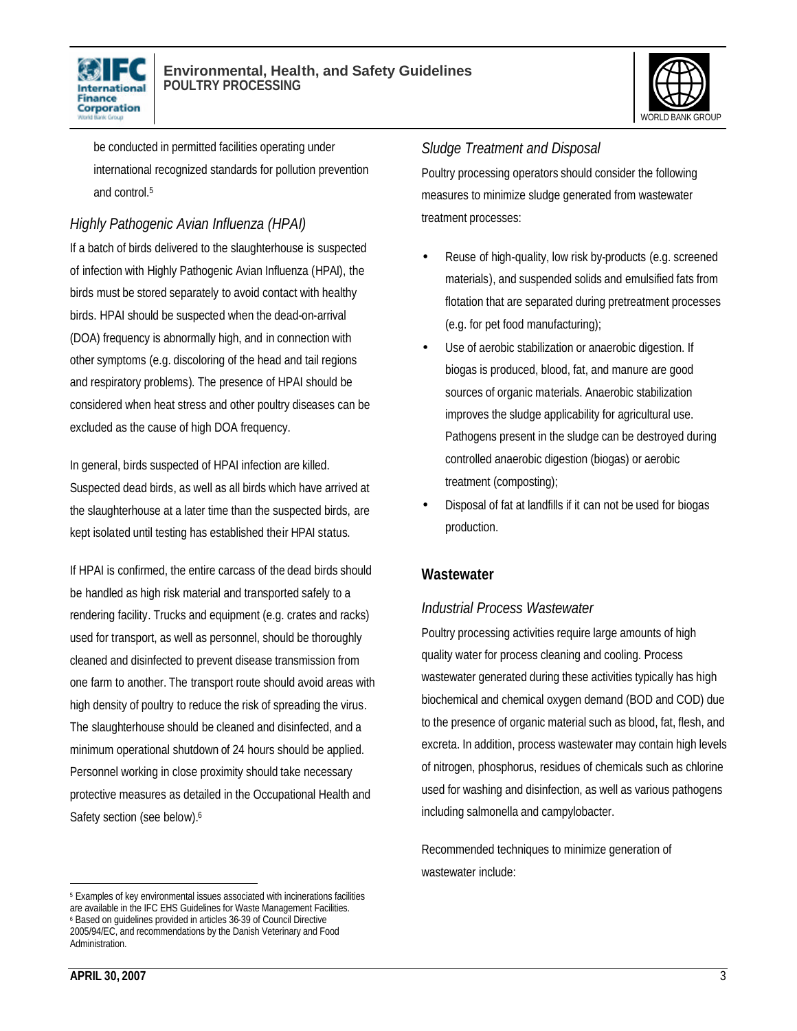be conducted in permitted facilities operating under international recognized standards for pollution prevention and control.[5]

### *Highly Pathogenic Avian Influenza (HPAI)*

If a batch of birds delivered to the slaughterhouse is suspected of infection with Highly Pathogenic Avian Influenza (HPAI), the birds must be stored separately to avoid contact with healthy birds. HPAI should be suspected when the dead-on-arrival (DOA) frequency is abnormally high, and in connection with other symptoms (e.g. discoloring of the head and tail regions and respiratory problems). The presence of HPAI should be considered when heat stress and other poultry diseases can be excluded as the cause of high DOA frequency.

In general, birds suspected of HPAI infection are killed. Suspected dead birds, as well as all birds which have arrived at the slaughterhouse at a later time than the suspected birds, are kept isolated until testing has established their HPAI status.

If HPAI is confirmed, the entire carcass of the dead birds should be handled as high risk material and transported safely to a rendering facility. Trucks and equipment (e.g. crates and racks) used for transport, as well as personnel, should be thoroughly cleaned and disinfected to prevent disease transmission from one farm to another. The transport route should avoid areas with high density of poultry to reduce the risk of spreading the virus. The slaughterhouse should be cleaned and disinfected, and a minimum operational shutdown of 24 hours should be applied. Personnel working in close proximity should take necessary protective measures as detailed in the Occupational Health and Safety section (see below).[6]

### *Sludge Treatment and Disposal*

Poultry processing operators should consider the following measures to minimize sludge generated from wastewater treatment processes:

- Reuse of high-quality, low risk by-products (e.g. screened materials), and suspended solids and emulsified fats from flotation that are separated during pretreatment processes (e.g. for pet food manufacturing);
- Use of aerobic stabilization or anaerobic digestion. If biogas is produced, blood, fat, and manure are good sources of organic materials. Anaerobic stabilization improves the sludge applicability for agricultural use. Pathogens present in the sludge can be destroyed during controlled anaerobic digestion (biogas) or aerobic treatment (composting);
- Disposal of fat at landfills if it can not be used for biogas production.

## Wastewater

### *Industrial Process Wastewater*

Poultry processing activities require large amounts of high quality water for process cleaning and cooling. Process wastewater generated during these activities typically has high biochemical and chemical oxygen demand (BOD and COD) due to the presence of organic material such as blood, fat, flesh, and excreta. In addition, process wastewater may contain high levels of nitrogen, phosphorus, residues of chemicals such as chlorine used for washing and disinfection, as well as various pathogens including salmonella and campylobacter.

Recommended techniques to minimize generation of wastewater include:

---

[5] Examples of key environmental issues associated with incinerations facilities are available in the IFC EHS Guidelines for Waste Management Facilities.

[6] Based on guidelines provided in articles 36-39 of Council Directive 2005/94/EC, and recommendations by the Danish Veterinary and Food Administration.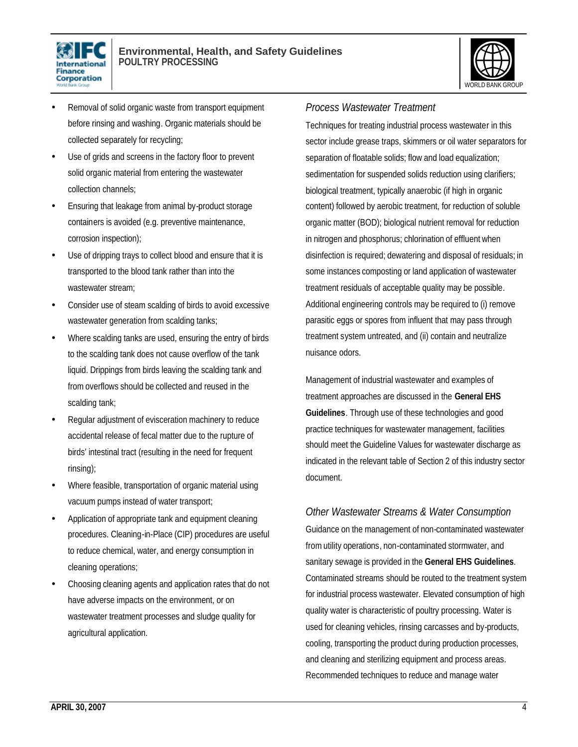- Removal of solid organic waste from transport equipment before rinsing and washing. Organic materials should be collected separately for recycling;
- Use of grids and screens in the factory floor to prevent solid organic material from entering the wastewater collection channels;
- Ensuring that leakage from animal by-product storage containers is avoided (e.g. preventive maintenance, corrosion inspection);
- Use of dripping trays to collect blood and ensure that it is transported to the blood tank rather than into the wastewater stream;
- Consider use of steam scalding of birds to avoid excessive wastewater generation from scalding tanks;
- Where scalding tanks are used, ensuring the entry of birds to the scalding tank does not cause overflow of the tank liquid. Drippings from birds leaving the scalding tank and from overflows should be collected and reused in the scalding tank;
- Regular adjustment of evisceration machinery to reduce accidental release of fecal matter due to the rupture of birds' intestinal tract (resulting in the need for frequent rinsing);
- Where feasible, transportation of organic material using vacuum pumps instead of water transport;
- Application of appropriate tank and equipment cleaning procedures. Cleaning-in-Place (CIP) procedures are useful to reduce chemical, water, and energy consumption in cleaning operations;
- Choosing cleaning agents and application rates that do not have adverse impacts on the environment, or on wastewater treatment processes and sludge quality for agricultural application.

### *Process Wastewater Treatment*

Techniques for treating industrial process wastewater in this sector include grease traps, skimmers or oil water separators for separation of floatable solids; flow and load equalization; sedimentation for suspended solids reduction using clarifiers; biological treatment, typically anaerobic (if high in organic content) followed by aerobic treatment, for reduction of soluble organic matter (BOD); biological nutrient removal for reduction in nitrogen and phosphorus; chlorination of effluent when disinfection is required; dewatering and disposal of residuals; in some instances composting or land application of wastewater treatment residuals of acceptable quality may be possible. Additional engineering controls may be required to (i) remove parasitic eggs or spores from influent that may pass through treatment system untreated, and (ii) contain and neutralize nuisance odors.

Management of industrial wastewater and examples of treatment approaches are discussed in the **General EHS Guidelines**. Through use of these technologies and good practice techniques for wastewater management, facilities should meet the Guideline Values for wastewater discharge as indicated in the relevant table of Section 2 of this industry sector document.

### *Other Wastewater Streams & Water Consumption*

Guidance on the management of non-contaminated wastewater from utility operations, non-contaminated stormwater, and sanitary sewage is provided in the **General EHS Guidelines**. Contaminated streams should be routed to the treatment system for industrial process wastewater. Elevated consumption of high quality water is characteristic of poultry processing. Water is used for cleaning vehicles, rinsing carcasses and by-products, cooling, transporting the product during production processes, and cleaning and sterilizing equipment and process areas. Recommended techniques to reduce and manage water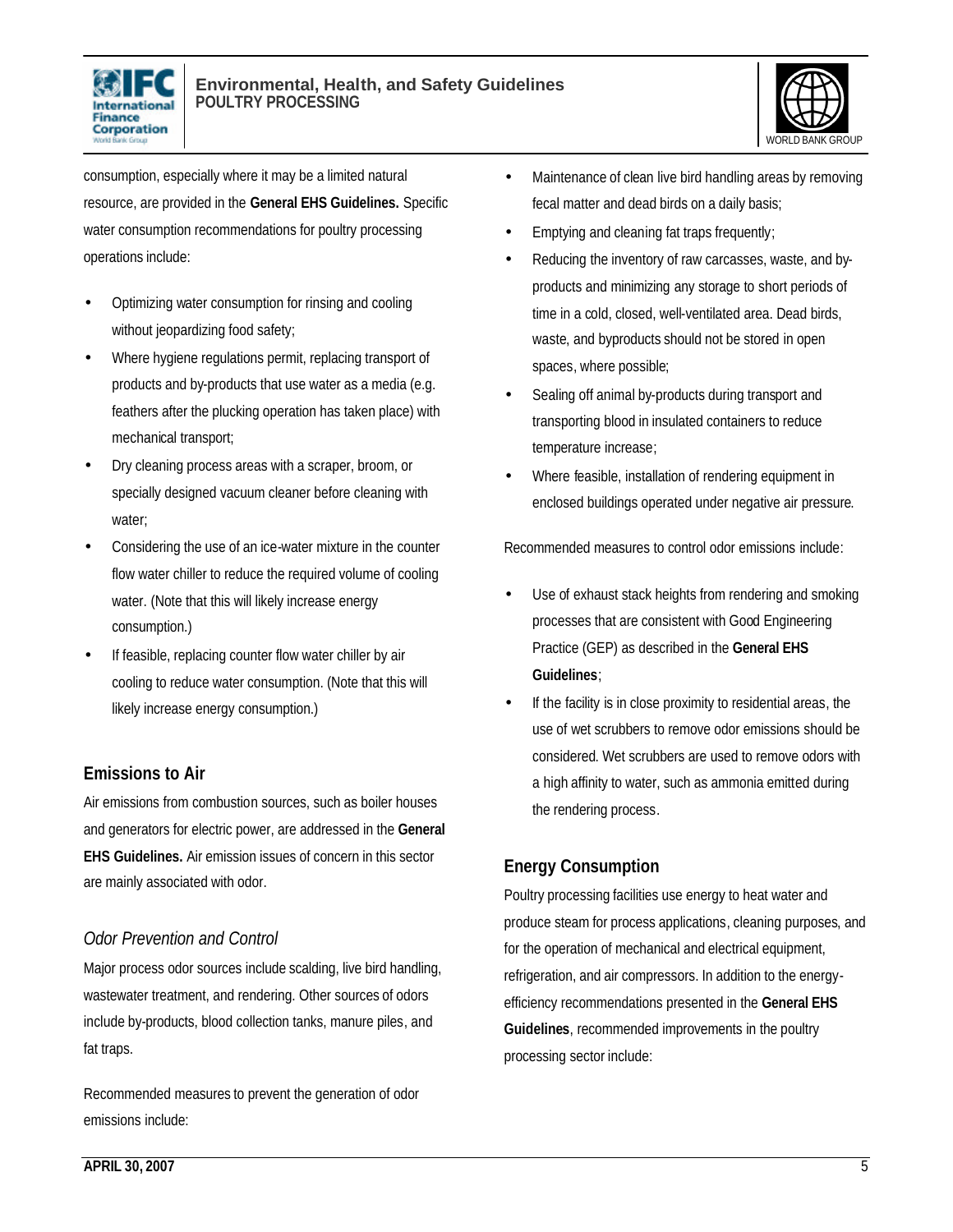consumption, especially where it may be a limited natural resource, are provided in the **General EHS Guidelines.** Specific water consumption recommendations for poultry processing operations include:

- Optimizing water consumption for rinsing and cooling without jeopardizing food safety;
- Where hygiene regulations permit, replacing transport of products and by-products that use water as a media (e.g. feathers after the plucking operation has taken place) with mechanical transport;
- Dry cleaning process areas with a scraper, broom, or specially designed vacuum cleaner before cleaning with water;
- Considering the use of an ice-water mixture in the counter flow water chiller to reduce the required volume of cooling water. (Note that this will likely increase energy consumption.)
- If feasible, replacing counter flow water chiller by air cooling to reduce water consumption. (Note that this will likely increase energy consumption.)

## Emissions to Air

Air emissions from combustion sources, such as boiler houses and generators for electric power, are addressed in the **General EHS Guidelines.** Air emission issues of concern in this sector are mainly associated with odor.

### *Odor Prevention and Control*

Major process odor sources include scalding, live bird handling, wastewater treatment, and rendering. Other sources of odors include by-products, blood collection tanks, manure piles, and fat traps.

Recommended measures to prevent the generation of odor emissions include:

- Maintenance of clean live bird handling areas by removing fecal matter and dead birds on a daily basis;
- Emptying and cleaning fat traps frequently;
- Reducing the inventory of raw carcasses, waste, and by-products and minimizing any storage to short periods of time in a cold, closed, well-ventilated area. Dead birds, waste, and byproducts should not be stored in open spaces, where possible;
- Sealing off animal by-products during transport and transporting blood in insulated containers to reduce temperature increase;
- Where feasible, installation of rendering equipment in enclosed buildings operated under negative air pressure.

Recommended measures to control odor emissions include:

- Use of exhaust stack heights from rendering and smoking processes that are consistent with Good Engineering Practice (GEP) as described in the **General EHS Guidelines**;
- If the facility is in close proximity to residential areas, the use of wet scrubbers to remove odor emissions should be considered. Wet scrubbers are used to remove odors with a high affinity to water, such as ammonia emitted during the rendering process.

## Energy Consumption

Poultry processing facilities use energy to heat water and produce steam for process applications, cleaning purposes, and for the operation of mechanical and electrical equipment, refrigeration, and air compressors. In addition to the energy-efficiency recommendations presented in the **General EHS Guidelines**, recommended improvements in the poultry processing sector include: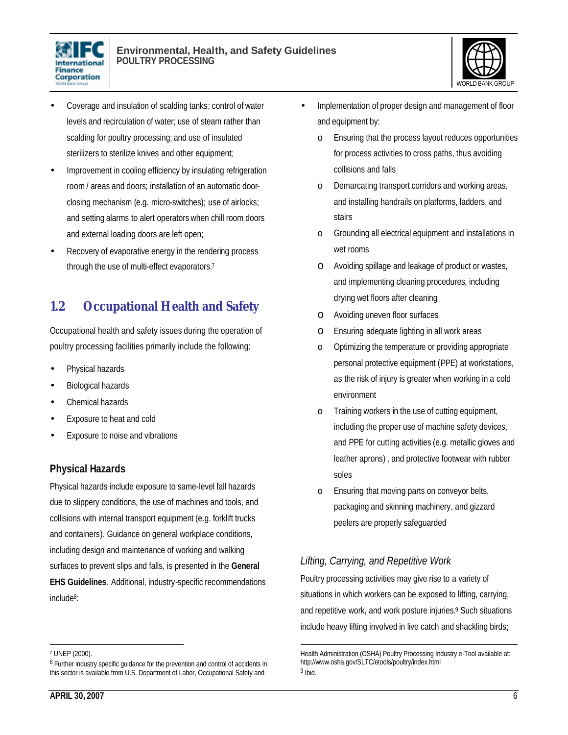- Coverage and insulation of scalding tanks; control of water levels and recirculation of water; use of steam rather than scalding for poultry processing; and use of insulated sterilizers to sterilize knives and other equipment;
- Improvement in cooling efficiency by insulating refrigeration room / areas and doors; installation of an automatic door-closing mechanism (e.g. micro-switches); use of airlocks; and setting alarms to alert operators when chill room doors and external loading doors are left open;
- Recovery of evaporative energy in the rendering process through the use of multi-effect evaporators.[7]

## 1.2 Occupational Health and Safety

Occupational health and safety issues during the operation of poultry processing facilities primarily include the following:

- Physical hazards
- Biological hazards
- Chemical hazards
- Exposure to heat and cold
- Exposure to noise and vibrations

### Physical Hazards

Physical hazards include exposure to same-level fall hazards due to slippery conditions, the use of machines and tools, and collisions with internal transport equipment (e.g. forklift trucks and containers). Guidance on general workplace conditions, including design and maintenance of working and walking surfaces to prevent slips and falls, is presented in the **General EHS Guidelines**. Additional, industry-specific recommendations include[8]:

- Implementation of proper design and management of floor and equipment by:
  - Ensuring that the process layout reduces opportunities for process activities to cross paths, thus avoiding collisions and falls
  - Demarcating transport corridors and working areas, and installing handrails on platforms, ladders, and stairs
  - Grounding all electrical equipment and installations in wet rooms
  - Avoiding spillage and leakage of product or wastes, and implementing cleaning procedures, including drying wet floors after cleaning
  - Avoiding uneven floor surfaces
  - Ensuring adequate lighting in all work areas
  - Optimizing the temperature or providing appropriate personal protective equipment (PPE) at workstations, as the risk of injury is greater when working in a cold environment
  - Training workers in the use of cutting equipment, including the proper use of machine safety devices, and PPE for cutting activities (e.g. metallic gloves and leather aprons) , and protective footwear with rubber soles
  - Ensuring that moving parts on conveyor belts, packaging and skinning machinery, and gizzard peelers are properly safeguarded

#### *Lifting, Carrying, and Repetitive Work*

Poultry processing activities may give rise to a variety of situations in which workers can be exposed to lifting, carrying, and repetitive work, and work posture injuries.[9] Such situations include heavy lifting involved in live catch and shackling birds;

---

[7] UNEP (2000).

[8] Further industry specific guidance for the prevention and control of accidents in this sector is available from U.S. Department of Labor, Occupational Safety and Health Administration (OSHA) Poultry Processing Industry e-Tool available at: http://www.osha.gov/SLTC/etools/poultry/index.html

[9] Ibid.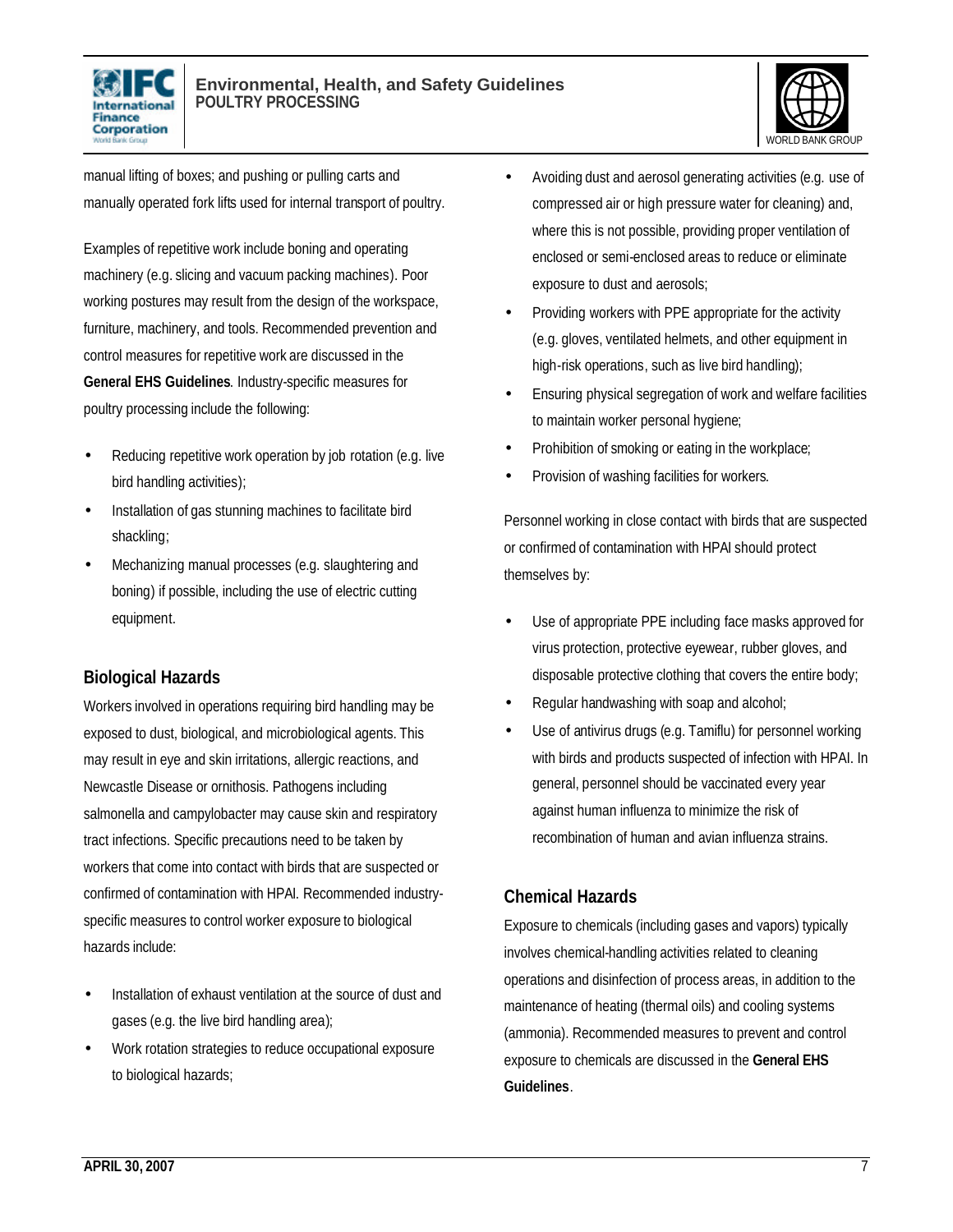manual lifting of boxes; and pushing or pulling carts and manually operated fork lifts used for internal transport of poultry.

Examples of repetitive work include boning and operating machinery (e.g. slicing and vacuum packing machines). Poor working postures may result from the design of the workspace, furniture, machinery, and tools. Recommended prevention and control measures for repetitive work are discussed in the **General EHS Guidelines**. Industry-specific measures for poultry processing include the following:

- Reducing repetitive work operation by job rotation (e.g. live bird handling activities);
- Installation of gas stunning machines to facilitate bird shackling;
- Mechanizing manual processes (e.g. slaughtering and boning) if possible, including the use of electric cutting equipment.

## Biological Hazards

Workers involved in operations requiring bird handling may be exposed to dust, biological, and microbiological agents. This may result in eye and skin irritations, allergic reactions, and Newcastle Disease or ornithosis. Pathogens including salmonella and campylobacter may cause skin and respiratory tract infections. Specific precautions need to be taken by workers that come into contact with birds that are suspected or confirmed of contamination with HPAI. Recommended industry-specific measures to control worker exposure to biological hazards include:

- Installation of exhaust ventilation at the source of dust and gases (e.g. the live bird handling area);
- Work rotation strategies to reduce occupational exposure to biological hazards;
- Avoiding dust and aerosol generating activities (e.g. use of compressed air or high pressure water for cleaning) and, where this is not possible, providing proper ventilation of enclosed or semi-enclosed areas to reduce or eliminate exposure to dust and aerosols;
- Providing workers with PPE appropriate for the activity (e.g. gloves, ventilated helmets, and other equipment in high-risk operations, such as live bird handling);
- Ensuring physical segregation of work and welfare facilities to maintain worker personal hygiene;
- Prohibition of smoking or eating in the workplace;
- Provision of washing facilities for workers.

Personnel working in close contact with birds that are suspected or confirmed of contamination with HPAI should protect themselves by:

- Use of appropriate PPE including face masks approved for virus protection, protective eyewear, rubber gloves, and disposable protective clothing that covers the entire body;
- Regular handwashing with soap and alcohol;
- Use of antivirus drugs (e.g. Tamiflu) for personnel working with birds and products suspected of infection with HPAI. In general, personnel should be vaccinated every year against human influenza to minimize the risk of recombination of human and avian influenza strains.

## Chemical Hazards

Exposure to chemicals (including gases and vapors) typically involves chemical-handling activities related to cleaning operations and disinfection of process areas, in addition to the maintenance of heating (thermal oils) and cooling systems (ammonia). Recommended measures to prevent and control exposure to chemicals are discussed in the **General EHS Guidelines**.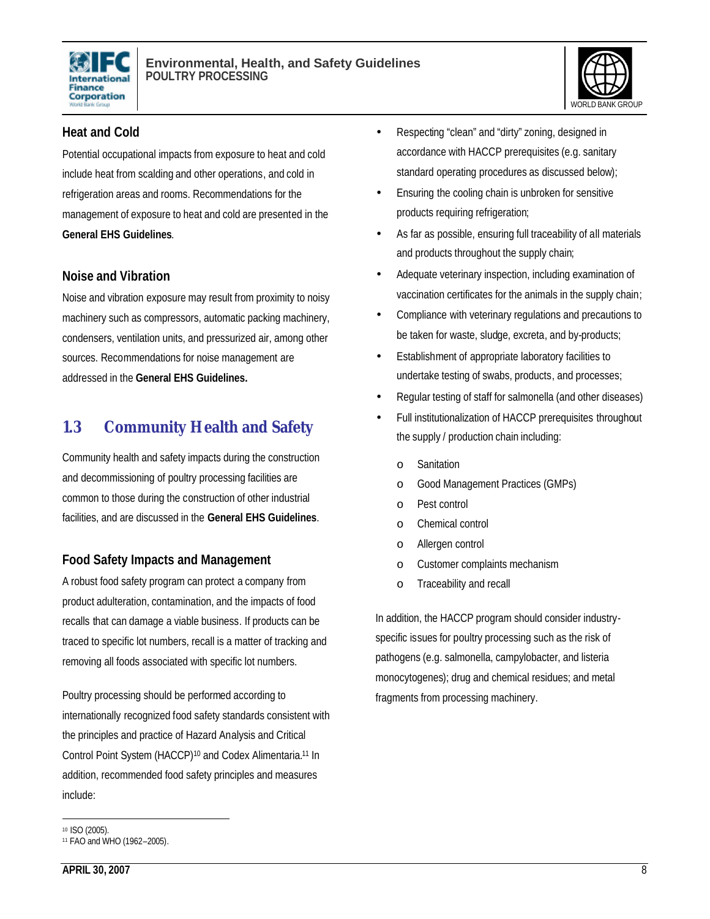### Heat and Cold

Potential occupational impacts from exposure to heat and cold include heat from scalding and other operations, and cold in refrigeration areas and rooms. Recommendations for the management of exposure to heat and cold are presented in the **General EHS Guidelines**.

### Noise and Vibration

Noise and vibration exposure may result from proximity to noisy machinery such as compressors, automatic packing machinery, condensers, ventilation units, and pressurized air, among other sources. Recommendations for noise management are addressed in the **General EHS Guidelines.**

## 1.3 Community Health and Safety

Community health and safety impacts during the construction and decommissioning of poultry processing facilities are common to those during the construction of other industrial facilities, and are discussed in the **General EHS Guidelines**.

### Food Safety Impacts and Management

A robust food safety program can protect a company from product adulteration, contamination, and the impacts of food recalls that can damage a viable business. If products can be traced to specific lot numbers, recall is a matter of tracking and removing all foods associated with specific lot numbers.

Poultry processing should be performed according to internationally recognized food safety standards consistent with the principles and practice of Hazard Analysis and Critical Control Point System (HACCP)[10] and Codex Alimentaria.[11] In addition, recommended food safety principles and measures include:

- Respecting "clean" and "dirty" zoning, designed in accordance with HACCP prerequisites (e.g. sanitary standard operating procedures as discussed below);
- Ensuring the cooling chain is unbroken for sensitive products requiring refrigeration;
- As far as possible, ensuring full traceability of all materials and products throughout the supply chain;
- Adequate veterinary inspection, including examination of vaccination certificates for the animals in the supply chain;
- Compliance with veterinary regulations and precautions to be taken for waste, sludge, excreta, and by-products;
- Establishment of appropriate laboratory facilities to undertake testing of swabs, products, and processes;
- Regular testing of staff for salmonella (and other diseases)
- Full institutionalization of HACCP prerequisites throughout the supply / production chain including:
  - Sanitation
  - Good Management Practices (GMPs)
  - Pest control
  - Chemical control
  - Allergen control
  - Customer complaints mechanism
  - Traceability and recall

In addition, the HACCP program should consider industry-specific issues for poultry processing such as the risk of pathogens (e.g. salmonella, campylobacter, and listeria monocytogenes); drug and chemical residues; and metal fragments from processing machinery.

---

[10] ISO (2005).

[11] FAO and WHO (1962–2005).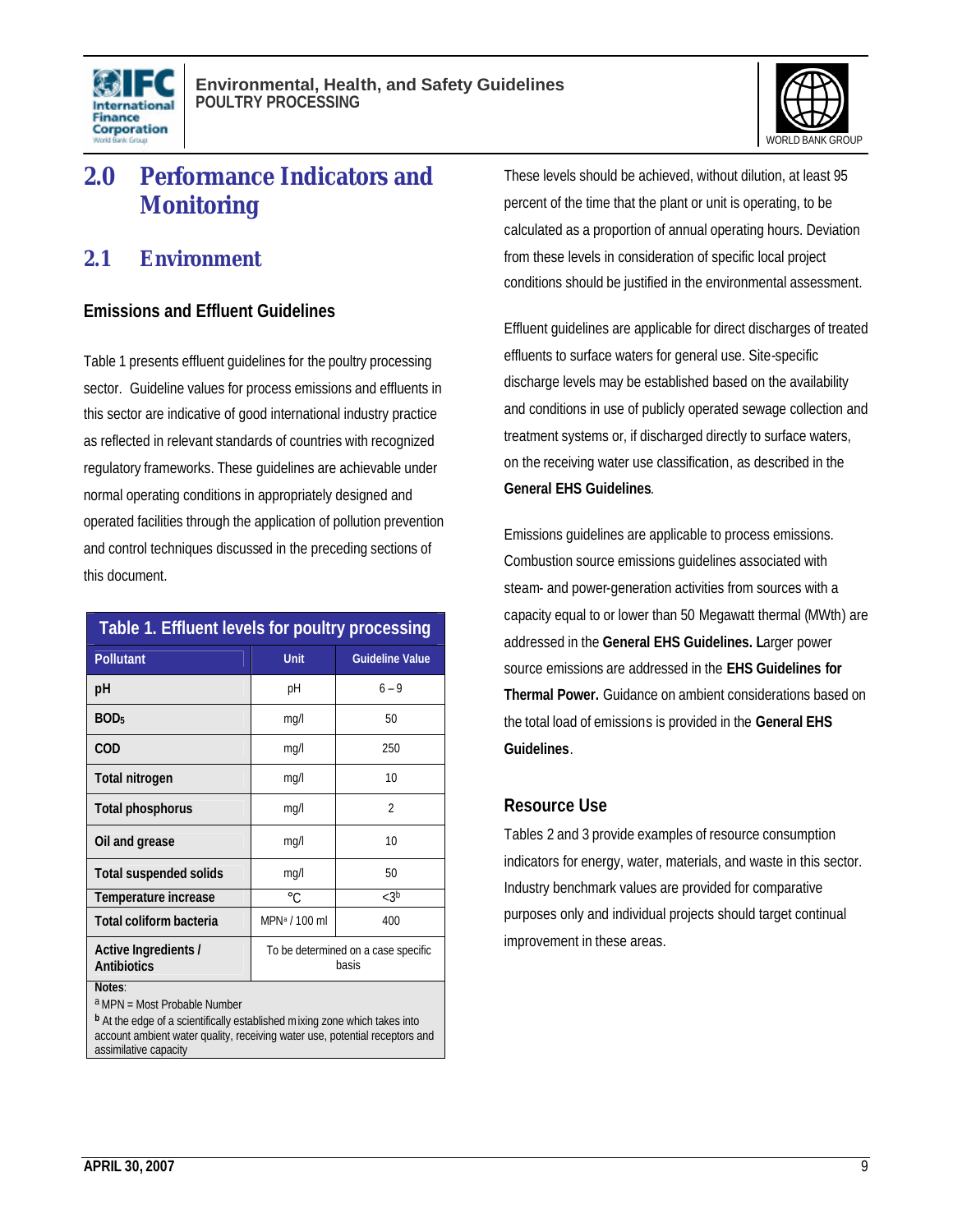# 2.0 Performance Indicators and Monitoring

## 2.1 Environment

### Emissions and Effluent Guidelines

Table 1 presents effluent guidelines for the poultry processing sector. Guideline values for process emissions and effluents in this sector are indicative of good international industry practice as reflected in relevant standards of countries with recognized regulatory frameworks. These guidelines are achievable under normal operating conditions in appropriately designed and operated facilities through the application of pollution prevention and control techniques discussed in the preceding sections of this document.

**Table 1. Effluent levels for poultry processing**

| Pollutant | Unit | Guideline Value |
|---|---|---|
| pH | pH | 6 – 9 |
| $BOD_5$ | mg/l | 50 |
| COD | mg/l | 250 |
| Total nitrogen | mg/l | 10 |
| Total phosphorus | mg/l | 2 |
| Oil and grease | mg/l | 10 |
| Total suspended solids | mg/l | 50 |
| Temperature increase | °C | <3[b] |
| Total coliform bacteria | MPN[a] / 100 ml | 400 |
| Active Ingredients / Antibiotics | To be determined on a case specific basis | |

Notes:
[a] MPN = Most Probable Number
[b] At the edge of a scientifically established mixing zone which takes into account ambient water quality, receiving water use, potential receptors and assimilative capacity

These levels should be achieved, without dilution, at least 95 percent of the time that the plant or unit is operating, to be calculated as a proportion of annual operating hours. Deviation from these levels in consideration of specific local project conditions should be justified in the environmental assessment.

Effluent guidelines are applicable for direct discharges of treated effluents to surface waters for general use. Site-specific discharge levels may be established based on the availability and conditions in use of publicly operated sewage collection and treatment systems or, if discharged directly to surface waters, on the receiving water use classification, as described in the **General EHS Guidelines**.

Emissions guidelines are applicable to process emissions. Combustion source emissions guidelines associated with steam- and power-generation activities from sources with a capacity equal to or lower than 50 Megawatt thermal (MWth) are addressed in the **General EHS Guidelines. L**arger power source emissions are addressed in the **EHS Guidelines for Thermal Power.** Guidance on ambient considerations based on the total load of emissions is provided in the **General EHS Guidelines**.

### Resource Use

Tables 2 and 3 provide examples of resource consumption indicators for energy, water, materials, and waste in this sector. Industry benchmark values are provided for comparative purposes only and individual projects should target continual improvement in these areas.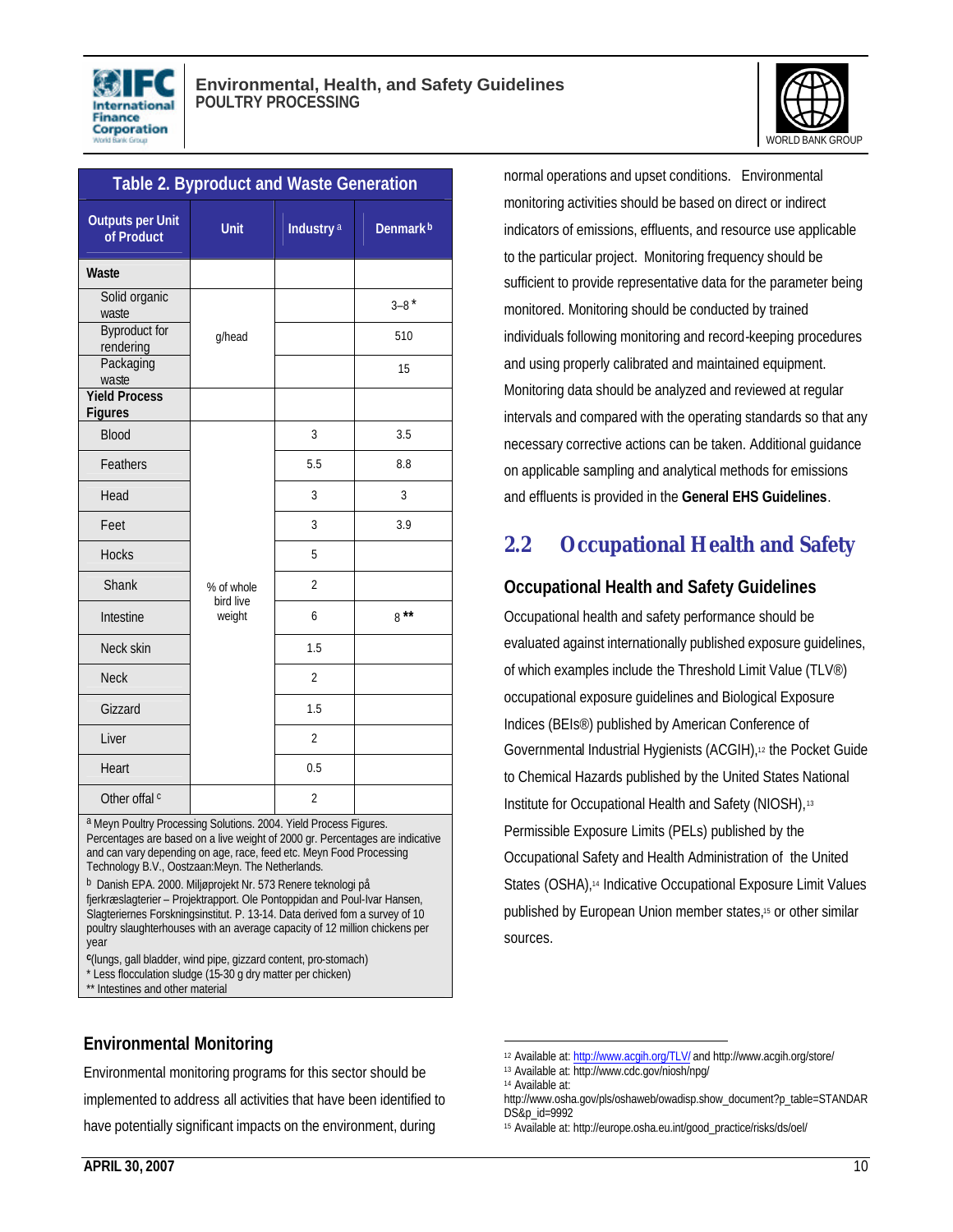**Table 2. Byproduct and Waste Generation**

| Outputs per Unit of Product | Unit | Industry [a] | Denmark [b] |
|---|---|---|---|
| **Waste** | | | |
| Solid organic waste | g/head | | 3–8 * |
| Byproduct for rendering | g/head | | 510 |
| Packaging waste | g/head | | 15 |
| **Yield Process Figures** | | | |
| Blood | % of whole bird live weight | 3 | 3.5 |
| Feathers | % of whole bird live weight | 5.5 | 8.8 |
| Head | % of whole bird live weight | 3 | 3 |
| Feet | % of whole bird live weight | 3 | 3.9 |
| Hocks | % of whole bird live weight | 5 | |
| Shank | % of whole bird live weight | 2 | |
| Intestine | % of whole bird live weight | 6 | 8 ** |
| Neck skin | % of whole bird live weight | 1.5 | |
| Neck | % of whole bird live weight | 2 | |
| Gizzard | % of whole bird live weight | 1.5 | |
| Liver | % of whole bird live weight | 2 | |
| Heart | % of whole bird live weight | 0.5 | |
| Other offal [c] | | 2 | |

[a] Meyn Poultry Processing Solutions. 2004. Yield Process Figures. Percentages are based on a live weight of 2000 gr. Percentages are indicative and can vary depending on age, race, feed etc. Meyn Food Processing Technology B.V., Oostzaan:Meyn. The Netherlands.

[b] Danish EPA. 2000. Miljøprojekt Nr. 573 Renere teknologi på fjerkræslagterier – Projektrapport. Ole Pontoppidan and Poul-Ivar Hansen, Slagteriernes Forskningsinstitut. P. 13-14. Data derived fom a survey of 10 poultry slaughterhouses with an average capacity of 12 million chickens per year

[c] (lungs, gall bladder, wind pipe, gizzard content, pro-stomach)

\* Less flocculation sludge (15-30 g dry matter per chicken)

\*\* Intestines and other material

### Environmental Monitoring

Environmental monitoring programs for this sector should be implemented to address all activities that have been identified to have potentially significant impacts on the environment, during normal operations and upset conditions. Environmental monitoring activities should be based on direct or indirect indicators of emissions, effluents, and resource use applicable to the particular project. Monitoring frequency should be sufficient to provide representative data for the parameter being monitored. Monitoring should be conducted by trained individuals following monitoring and record-keeping procedures and using properly calibrated and maintained equipment. Monitoring data should be analyzed and reviewed at regular intervals and compared with the operating standards so that any necessary corrective actions can be taken. Additional guidance on applicable sampling and analytical methods for emissions and effluents is provided in the **General EHS Guidelines**.

## 2.2 Occupational Health and Safety

### Occupational Health and Safety Guidelines

Occupational health and safety performance should be evaluated against internationally published exposure guidelines, of which examples include the Threshold Limit Value (TLV®) occupational exposure guidelines and Biological Exposure Indices (BEIs®) published by American Conference of Governmental Industrial Hygienists (ACGIH),[12] the Pocket Guide to Chemical Hazards published by the United States National Institute for Occupational Health and Safety (NIOSH),[13] Permissible Exposure Limits (PELs) published by the Occupational Safety and Health Administration of the United States (OSHA),[14] Indicative Occupational Exposure Limit Values published by European Union member states,[15] or other similar sources.

---

[12] Available at: http://www.acgih.org/TLV/ and http://www.acgih.org/store/

[13] Available at: http://www.cdc.gov/niosh/npg/

[14] Available at: http://www.osha.gov/pls/oshaweb/owadisp.show_document?p_table=STANDARDS&p_id=9992

[15] Available at: http://europe.osha.eu.int/good_practice/risks/ds/oel/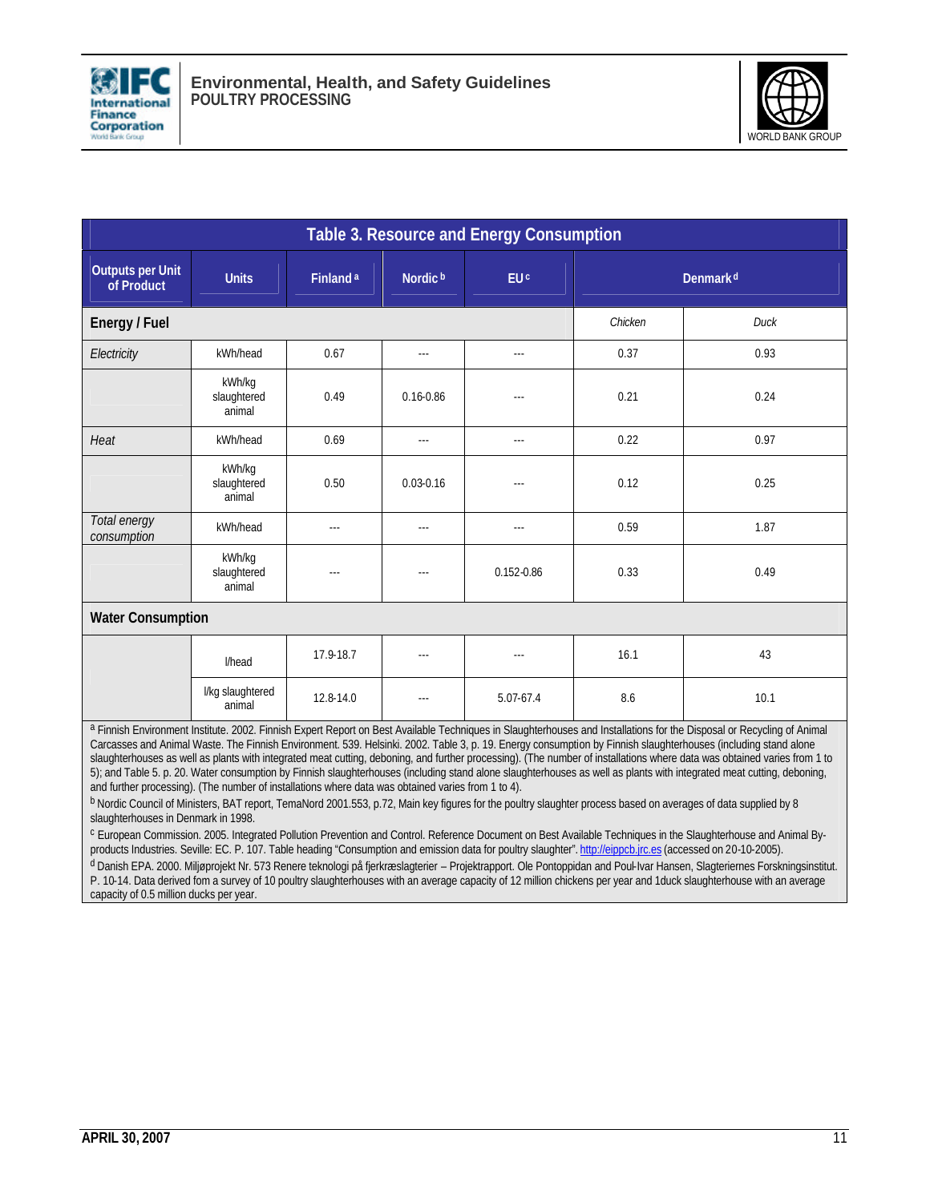**Table 3. Resource and Energy Consumption**

| Outputs per Unit of Product | Units | Finland [a] | Nordic [b] | EU [c] | Denmark [d] | |
|---|---|---|---|---|---|---|
| **Energy / Fuel** | | | | | *Chicken* | *Duck* |
| *Electricity* | kWh/head | 0.67 | --- | --- | 0.37 | 0.93 |
| | kWh/kg slaughtered animal | 0.49 | 0.16-0.86 | --- | 0.21 | 0.24 |
| *Heat* | kWh/head | 0.69 | --- | --- | 0.22 | 0.97 |
| | kWh/kg slaughtered animal | 0.50 | 0.03-0.16 | --- | 0.12 | 0.25 |
| *Total energy consumption* | kWh/head | --- | --- | --- | 0.59 | 1.87 |
| | kWh/kg slaughtered animal | --- | --- | 0.152-0.86 | 0.33 | 0.49 |
| **Water Consumption** | | | | | | |
| | l/head | 17.9-18.7 | --- | --- | 16.1 | 43 |
| | l/kg slaughtered animal | 12.8-14.0 | --- | 5.07-67.4 | 8.6 | 10.1 |

[a] Finnish Environment Institute. 2002. Finnish Expert Report on Best Available Techniques in Slaughterhouses and Installations for the Disposal or Recycling of Animal Carcasses and Animal Waste. The Finnish Environment. 539. Helsinki. 2002. Table 3, p. 19. Energy consumption by Finnish slaughterhouses (including stand alone slaughterhouses as well as plants with integrated meat cutting, deboning, and further processing). (The number of installations where data was obtained varies from 1 to 5); and Table 5. p. 20. Water consumption by Finnish slaughterhouses (including stand alone slaughterhouses as well as plants with integrated meat cutting, deboning, and further processing). (The number of installations where data was obtained varies from 1 to 4).

[b] Nordic Council of Ministers, BAT report, TemaNord 2001.553, p.72, Main key figures for the poultry slaughter process based on averages of data supplied by 8 slaughterhouses in Denmark in 1998.

[c] European Commission. 2005. Integrated Pollution Prevention and Control. Reference Document on Best Available Techniques in the Slaughterhouse and Animal By-products Industries. Seville: EC. P. 107. Table heading "Consumption and emission data for poultry slaughter". http://eippcb.jrc.es (accessed on 20-10-2005).

[d] Danish EPA. 2000. Miljøprojekt Nr. 573 Renere teknologi på fjerkræslagterier – Projektrapport. Ole Pontoppidan and Poul-Ivar Hansen, Slagteriernes Forskningsinstitut. P. 10-14. Data derived fom a survey of 10 poultry slaughterhouses with an average capacity of 12 million chickens per year and 1duck slaughterhouse with an average capacity of 0.5 million ducks per year.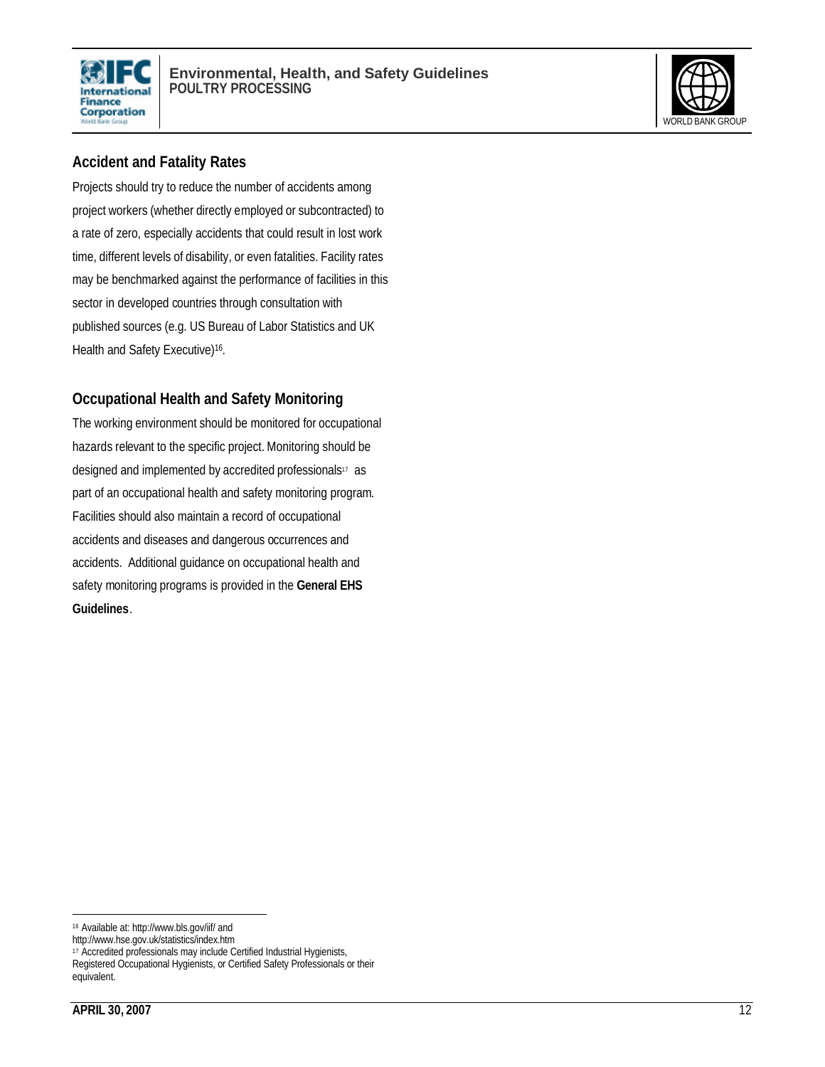### Accident and Fatality Rates

Projects should try to reduce the number of accidents among project workers (whether directly employed or subcontracted) to a rate of zero, especially accidents that could result in lost work time, different levels of disability, or even fatalities. Facility rates may be benchmarked against the performance of facilities in this sector in developed countries through consultation with published sources (e.g. US Bureau of Labor Statistics and UK Health and Safety Executive)[16].

### Occupational Health and Safety Monitoring

The working environment should be monitored for occupational hazards relevant to the specific project. Monitoring should be designed and implemented by accredited professionals[17] as part of an occupational health and safety monitoring program. Facilities should also maintain a record of occupational accidents and diseases and dangerous occurrences and accidents. Additional guidance on occupational health and safety monitoring programs is provided in the **General EHS Guidelines**.

---

[16] Available at: http://www.bls.gov/iif/ and http://www.hse.gov.uk/statistics/index.htm

[17] Accredited professionals may include Certified Industrial Hygienists, Registered Occupational Hygienists, or Certified Safety Professionals or their equivalent.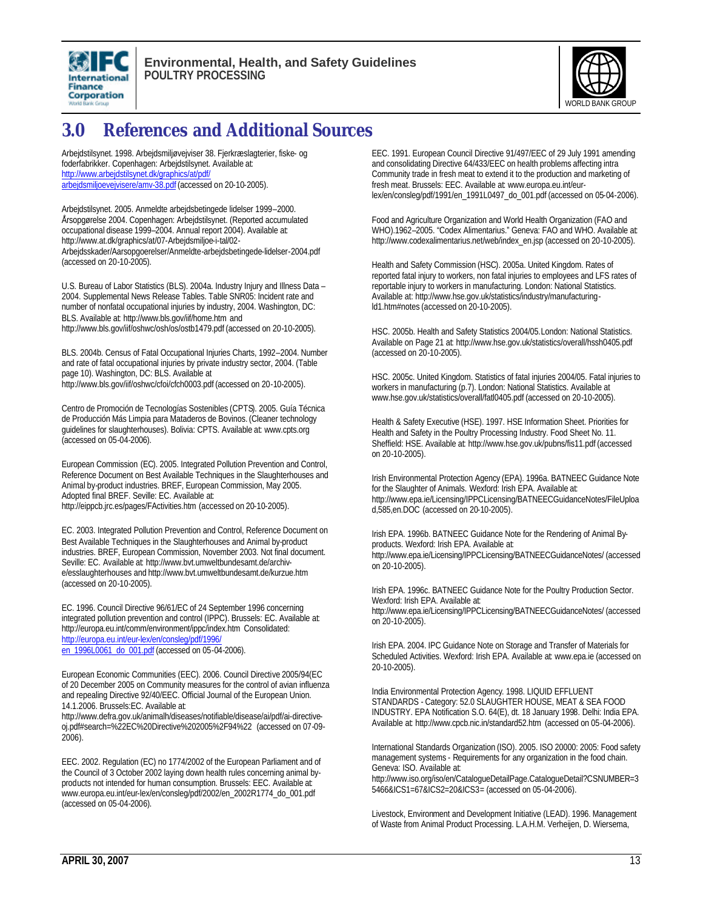# 3.0 References and Additional Sources

Arbejdstilsynet. 1998. Arbejdsmiljøvejviser 38. Fjerkræslagterier, fiske- og foderfabrikker. Copenhagen: Arbejdstilsynet. Available at: http://www.arbejdstilsynet.dk/graphics/at/pdf/arbejdsmiljoevejvisere/amv-38.pdf (accessed on 20-10-2005).

Arbejdstilsynet. 2005. Anmeldte arbejdsbetingede lidelser 1999–2000. Årsopgørelse 2004. Copenhagen: Arbejdstilsynet. (Reported accumulated occupational disease 1999–2004. Annual report 2004). Available at: http://www.at.dk/graphics/at/07-Arbejdsmiljoe-i-tal/02-Arbejdsskader/Aarsopgoerelser/Anmeldte-arbejdsbetingede-lidelser-2004.pdf (accessed on 20-10-2005).

U.S. Bureau of Labor Statistics (BLS). 2004a. Industry Injury and Illness Data – 2004. Supplemental News Release Tables. Table SNR05: Incident rate and number of nonfatal occupational injuries by industry, 2004. Washington, DC: BLS. Available at: http://www.bls.gov/iif/home.htm and http://www.bls.gov/iif/oshwc/osh/os/ostb1479.pdf (accessed on 20-10-2005).

BLS. 2004b. Census of Fatal Occupational Injuries Charts, 1992–2004. Number and rate of fatal occupational injuries by private industry sector, 2004. (Table page 10). Washington, DC: BLS. Available at http://www.bls.gov/iif/oshwc/cfoi/cfch0003.pdf (accessed on 20-10-2005).

Centro de Promoción de Tecnologías Sostenibles (CPTS). 2005. Guía Técnica de Producción Más Limpia para Mataderos de Bovinos. (Cleaner technology guidelines for slaughterhouses). Bolivia: CPTS. Available at: www.cpts.org (accessed on 05-04-2006).

European Commission (EC). 2005. Integrated Pollution Prevention and Control, Reference Document on Best Available Techniques in the Slaughterhouses and Animal by-product industries. BREF, European Commission, May 2005. Adopted final BREF. Seville: EC. Available at: http://eippcb.jrc.es/pages/FActivities.htm (accessed on 20-10-2005).

EC. 2003. Integrated Pollution Prevention and Control, Reference Document on Best Available Techniques in the Slaughterhouses and Animal by-product industries. BREF, European Commission, November 2003. Not final document. Seville: EC. Available at: http://www.bvt.umweltbundesamt.de/archiv-e/esslaughterhouses and http://www.bvt.umweltbundesamt.de/kurzue.htm (accessed on 20-10-2005).

EC. 1996. Council Directive 96/61/EC of 24 September 1996 concerning integrated pollution prevention and control (IPPC). Brussels: EC. Available at: http://europa.eu.int/comm/environment/ippc/index.htm Consolidated: http://europa.eu.int/eur-lex/en/consleg/pdf/1996/en_1996L0061_do_001.pdf (accessed on 05-04-2006).

European Economic Communities (EEC). 2006. Council Directive 2005/94(EC of 20 December 2005 on Community measures for the control of avian influenza and repealing Directive 92/40/EEC. Official Journal of the European Union. 14.1.2006. Brussels:EC. Available at: http://www.defra.gov.uk/animalh/diseases/notifiable/disease/ai/pdf/ai-directive-oj.pdf#search=%22EC%20Directive%202005%2F94%22 (accessed on 07-09-2006).

EEC. 2002. Regulation (EC) no 1774/2002 of the European Parliament and of the Council of 3 October 2002 laying down health rules concerning animal by-products not intended for human consumption. Brussels: EEC. Available at: www.europa.eu.int/eur-lex/en/consleg/pdf/2002/en_2002R1774_do_001.pdf (accessed on 05-04-2006).

EEC. 1991. European Council Directive 91/497/EEC of 29 July 1991 amending and consolidating Directive 64/433/EEC on health problems affecting intra Community trade in fresh meat to extend it to the production and marketing of fresh meat. Brussels: EEC. Available at: www.europa.eu.int/eur-lex/en/consleg/pdf/1991/en_1991L0497_do_001.pdf (accessed on 05-04-2006).

Food and Agriculture Organization and World Health Organization (FAO and WHO).1962–2005. "Codex Alimentarius." Geneva: FAO and WHO. Available at: http://www.codexalimentarius.net/web/index_en.jsp (accessed on 20-10-2005).

Health and Safety Commission (HSC). 2005a. United Kingdom. Rates of reported fatal injury to workers, non fatal injuries to employees and LFS rates of reportable injury to workers in manufacturing. London: National Statistics. Available at: http://www.hse.gov.uk/statistics/industry/manufacturing-ld1.htm#notes (accessed on 20-10-2005).

HSC. 2005b. Health and Safety Statistics 2004/05.London: National Statistics. Available on Page 21 at: http://www.hse.gov.uk/statistics/overall/hssh0405.pdf (accessed on 20-10-2005).

HSC. 2005c. United Kingdom. Statistics of fatal injuries 2004/05. Fatal injuries to workers in manufacturing (p.7). London: National Statistics. Available at www.hse.gov.uk/statistics/overall/fatl0405.pdf (accessed on 20-10-2005).

Health & Safety Executive (HSE). 1997. HSE Information Sheet. Priorities for Health and Safety in the Poultry Processing Industry. Food Sheet No. 11. Sheffield: HSE. Available at: http://www.hse.gov.uk/pubns/fis11.pdf (accessed on 20-10-2005).

Irish Environmental Protection Agency (EPA). 1996a. BATNEEC Guidance Note for the Slaughter of Animals. Wexford: Irish EPA. Available at: http://www.epa.ie/Licensing/IPPCLicensing/BATNEECGuidanceNotes/FileUpload,585,en.DOC (accessed on 20-10-2005).

Irish EPA. 1996b. BATNEEC Guidance Note for the Rendering of Animal By-products. Wexford: Irish EPA. Available at: http://www.epa.ie/Licensing/IPPCLicensing/BATNEECGuidanceNotes/ (accessed on 20-10-2005).

Irish EPA. 1996c. BATNEEC Guidance Note for the Poultry Production Sector. Wexford: Irish EPA. Available at: http://www.epa.ie/Licensing/IPPCLicensing/BATNEECGuidanceNotes/ (accessed on 20-10-2005).

Irish EPA. 2004. IPC Guidance Note on Storage and Transfer of Materials for Scheduled Activities. Wexford: Irish EPA. Available at: www.epa.ie (accessed on 20-10-2005).

India Environmental Protection Agency. 1998. LIQUID EFFLUENT STANDARDS - Category: 52.0 SLAUGHTER HOUSE, MEAT & SEA FOOD INDUSTRY. EPA Notification S.O. 64(E), dt. 18 January 1998. Delhi: India EPA. Available at: http://www.cpcb.nic.in/standard52.htm (accessed on 05-04-2006).

International Standards Organization (ISO). 2005. ISO 20000: 2005: Food safety management systems - Requirements for any organization in the food chain. Geneva: ISO. Available at: http://www.iso.org/iso/en/CatalogueDetailPage.CatalogueDetail?CSNUMBER=35466&ICS1=67&ICS2=20&ICS3= (accessed on 05-04-2006).

Livestock, Environment and Development Initiative (LEAD). 1996. Management of Waste from Animal Product Processing. L.A.H.M. Verheijen, D. Wiersema,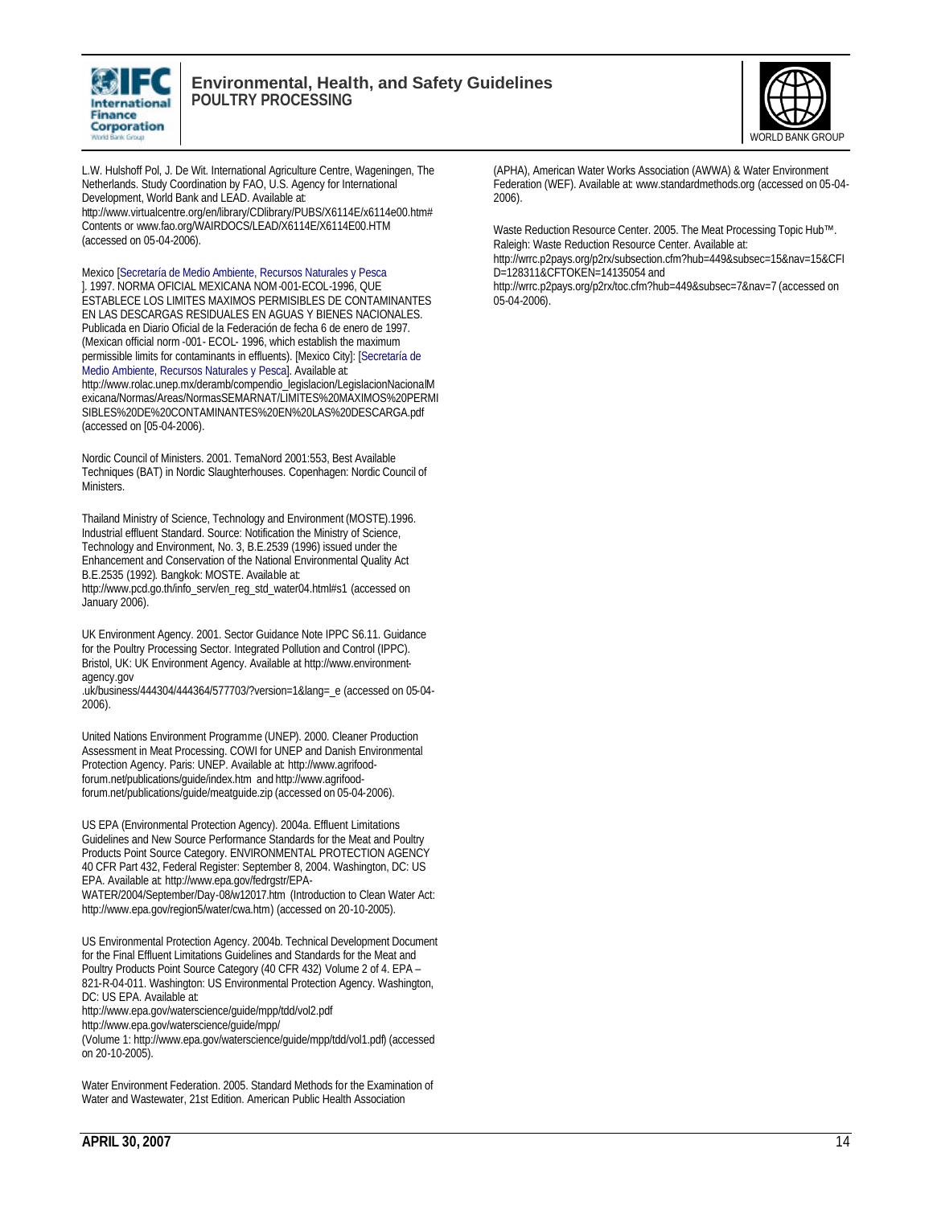L.W. Hulshoff Pol, J. De Wit. International Agriculture Centre, Wageningen, The Netherlands. Study Coordination by FAO, U.S. Agency for International Development, World Bank and LEAD. Available at: http://www.virtualcentre.org/en/library/CDlibrary/PUBS/X6114E/x6114e00.htm#Contents or www.fao.org/WAIRDOCS/LEAD/X6114E/X6114E00.HTM (accessed on 05-04-2006).

Mexico [Secretaría de Medio Ambiente, Recursos Naturales y Pesca]. 1997. NORMA OFICIAL MEXICANA NOM-001-ECOL-1996, QUE ESTABLECE LOS LIMITES MAXIMOS PERMISIBLES DE CONTAMINANTES EN LAS DESCARGAS RESIDUALES EN AGUAS Y BIENES NACIONALES. Publicada en Diario Oficial de la Federación de fecha 6 de enero de 1997. (Mexican official norm -001- ECOL- 1996, which establish the maximum permissible limits for contaminants in effluents). [Mexico City]: [Secretaría de Medio Ambiente, Recursos Naturales y Pesca]. Available at: http://www.rolac.unep.mx/deramb/compendio_legislacion/LegislacionNacionalMexicana/Normas/Areas/NormasSEMARNAT/LIMITES%20MAXIMOS%20PERMISIBLES%20DE%20CONTAMINANTES%20EN%20LAS%20DESCARGA.pdf (accessed on [05-04-2006).

Nordic Council of Ministers. 2001. TemaNord 2001:553, Best Available Techniques (BAT) in Nordic Slaughterhouses. Copenhagen: Nordic Council of Ministers.

Thailand Ministry of Science, Technology and Environment (MOSTE).1996. Industrial effluent Standard. Source: Notification the Ministry of Science, Technology and Environment, No. 3, B.E.2539 (1996) issued under the Enhancement and Conservation of the National Environmental Quality Act B.E.2535 (1992). Bangkok: MOSTE. Available at: http://www.pcd.go.th/info_serv/en_reg_std_water04.html#s1 (accessed on January 2006).

UK Environment Agency. 2001. Sector Guidance Note IPPC S6.11. Guidance for the Poultry Processing Sector. Integrated Pollution and Control (IPPC). Bristol, UK: UK Environment Agency. Available at http://www.environment-agency.gov.uk/business/444304/444364/577703/?version=1&lang=_e (accessed on 05-04-2006).

United Nations Environment Programme (UNEP). 2000. Cleaner Production Assessment in Meat Processing. COWI for UNEP and Danish Environmental Protection Agency. Paris: UNEP. Available at: http://www.agrifood-forum.net/publications/guide/index.htm and http://www.agrifood-forum.net/publications/guide/meatguide.zip (accessed on 05-04-2006).

US EPA (Environmental Protection Agency). 2004a. Effluent Limitations Guidelines and New Source Performance Standards for the Meat and Poultry Products Point Source Category. ENVIRONMENTAL PROTECTION AGENCY 40 CFR Part 432, Federal Register: September 8, 2004. Washington, DC: US EPA. Available at: http://www.epa.gov/fedrgstr/EPA-WATER/2004/September/Day-08/w12017.htm (Introduction to Clean Water Act: http://www.epa.gov/region5/water/cwa.htm) (accessed on 20-10-2005).

US Environmental Protection Agency. 2004b. Technical Development Document for the Final Effluent Limitations Guidelines and Standards for the Meat and Poultry Products Point Source Category (40 CFR 432) Volume 2 of 4. EPA – 821-R-04-011. Washington: US Environmental Protection Agency. Washington, DC: US EPA. Available at: http://www.epa.gov/waterscience/guide/mpp/tdd/vol2.pdf http://www.epa.gov/waterscience/guide/mpp/ (Volume 1: http://www.epa.gov/waterscience/guide/mpp/tdd/vol1.pdf) (accessed on 20-10-2005).

Water Environment Federation. 2005. Standard Methods for the Examination of Water and Wastewater, 21st Edition. American Public Health Association (APHA), American Water Works Association (AWWA) & Water Environment Federation (WEF). Available at: www.standardmethods.org (accessed on 05-04-2006).

Waste Reduction Resource Center. 2005. The Meat Processing Topic Hub™. Raleigh: Waste Reduction Resource Center. Available at: http://wrrc.p2pays.org/p2rx/subsection.cfm?hub=449&subsec=15&nav=15&CFID=128311&CFTOKEN=14135054 and http://wrrc.p2pays.org/p2rx/toc.cfm?hub=449&subsec=7&nav=7 (accessed on 05-04-2006).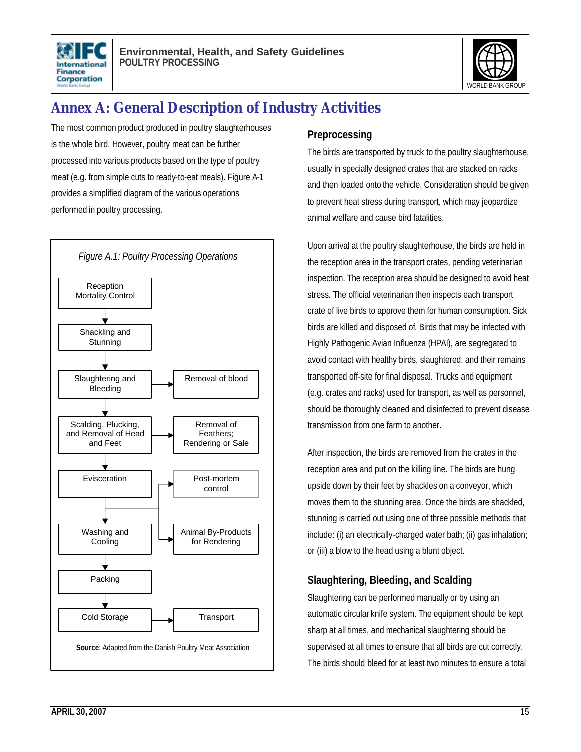# Annex A: General Description of Industry Activities

The most common product produced in poultry slaughterhouses is the whole bird. However, poultry meat can be further processed into various products based on the type of poultry meat (e.g. from simple cuts to ready-to-eat meals). Figure A-1 provides a simplified diagram of the various operations performed in poultry processing.

*Figure A.1: Poultry Processing Operations*

- Reception Mortality Control
- → Shackling and Stunning
- → Slaughtering and Bleeding → Removal of blood
- → Scalding, Plucking, and Removal of Head and Feet → Removal of Feathers; Rendering or Sale
- → Evisceration → Post-mortem control; Animal By-Products for Rendering
- → Washing and Cooling
- → Packing
- → Cold Storage → Transport

**Source**: Adapted from the Danish Poultry Meat Association

### Preprocessing

The birds are transported by truck to the poultry slaughterhouse, usually in specially designed crates that are stacked on racks and then loaded onto the vehicle. Consideration should be given to prevent heat stress during transport, which may jeopardize animal welfare and cause bird fatalities.

Upon arrival at the poultry slaughterhouse, the birds are held in the reception area in the transport crates, pending veterinarian inspection. The reception area should be designed to avoid heat stress. The official veterinarian then inspects each transport crate of live birds to approve them for human consumption. Sick birds are killed and disposed of. Birds that may be infected with Highly Pathogenic Avian Influenza (HPAI), are segregated to avoid contact with healthy birds, slaughtered, and their remains transported off-site for final disposal. Trucks and equipment (e.g. crates and racks) used for transport, as well as personnel, should be thoroughly cleaned and disinfected to prevent disease transmission from one farm to another.

After inspection, the birds are removed from the crates in the reception area and put on the killing line. The birds are hung upside down by their feet by shackles on a conveyor, which moves them to the stunning area. Once the birds are shackled, stunning is carried out using one of three possible methods that include: (i) an electrically-charged water bath; (ii) gas inhalation; or (iii) a blow to the head using a blunt object.

### Slaughtering, Bleeding, and Scalding

Slaughtering can be performed manually or by using an automatic circular knife system. The equipment should be kept sharp at all times, and mechanical slaughtering should be supervised at all times to ensure that all birds are cut correctly. The birds should bleed for at least two minutes to ensure a total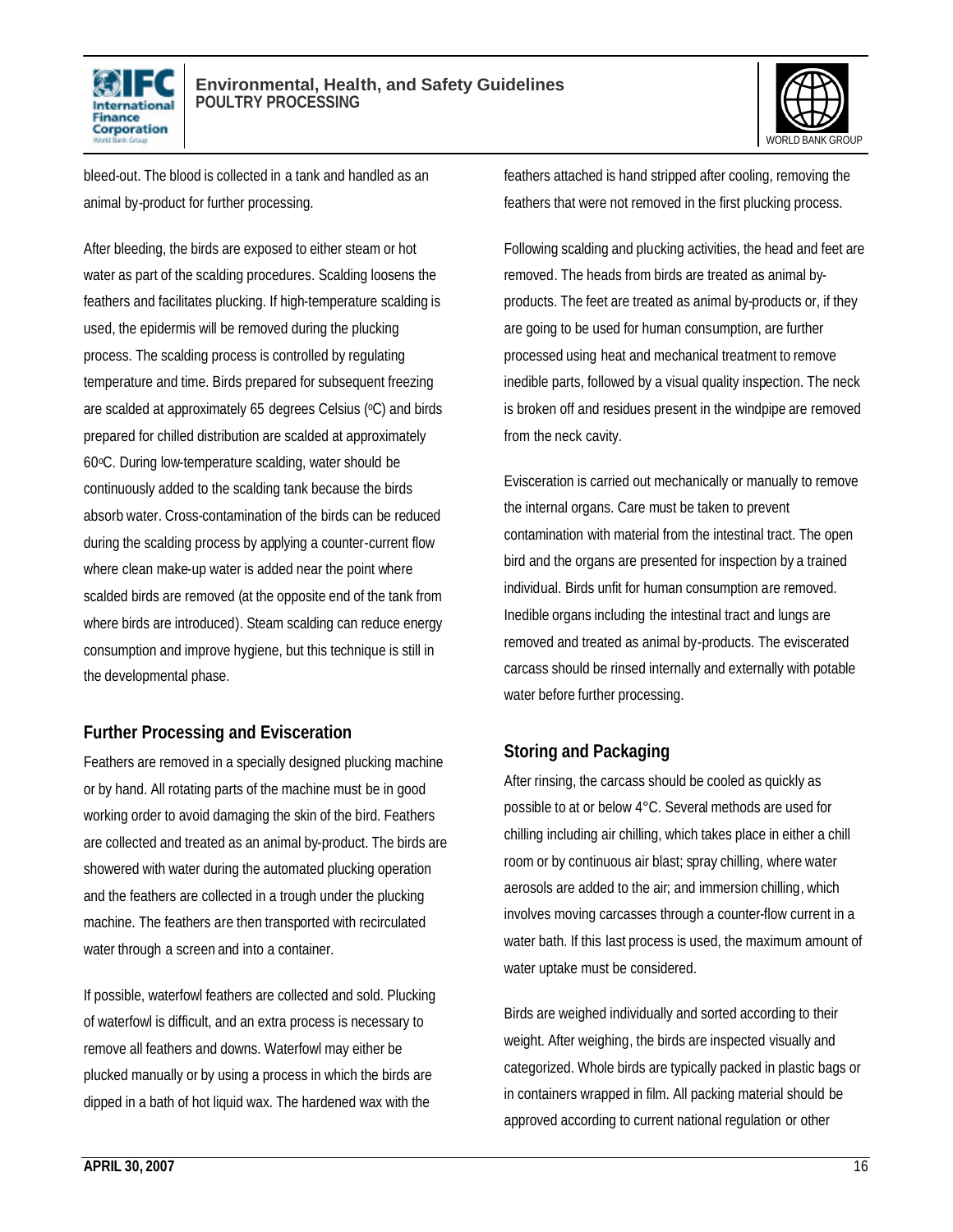bleed-out. The blood is collected in a tank and handled as an animal by-product for further processing.

After bleeding, the birds are exposed to either steam or hot water as part of the scalding procedures. Scalding loosens the feathers and facilitates plucking. If high-temperature scalding is used, the epidermis will be removed during the plucking process. The scalding process is controlled by regulating temperature and time. Birds prepared for subsequent freezing are scalded at approximately 65 degrees Celsius (°C) and birds prepared for chilled distribution are scalded at approximately 60°C. During low-temperature scalding, water should be continuously added to the scalding tank because the birds absorb water. Cross-contamination of the birds can be reduced during the scalding process by applying a counter-current flow where clean make-up water is added near the point where scalded birds are removed (at the opposite end of the tank from where birds are introduced). Steam scalding can reduce energy consumption and improve hygiene, but this technique is still in the developmental phase.

## Further Processing and Evisceration

Feathers are removed in a specially designed plucking machine or by hand. All rotating parts of the machine must be in good working order to avoid damaging the skin of the bird. Feathers are collected and treated as an animal by-product. The birds are showered with water during the automated plucking operation and the feathers are collected in a trough under the plucking machine. The feathers are then transported with recirculated water through a screen and into a container.

If possible, waterfowl feathers are collected and sold. Plucking of waterfowl is difficult, and an extra process is necessary to remove all feathers and downs. Waterfowl may either be plucked manually or by using a process in which the birds are dipped in a bath of hot liquid wax. The hardened wax with the feathers attached is hand stripped after cooling, removing the feathers that were not removed in the first plucking process.

Following scalding and plucking activities, the head and feet are removed. The heads from birds are treated as animal by-products. The feet are treated as animal by-products or, if they are going to be used for human consumption, are further processed using heat and mechanical treatment to remove inedible parts, followed by a visual quality inspection. The neck is broken off and residues present in the windpipe are removed from the neck cavity.

Evisceration is carried out mechanically or manually to remove the internal organs. Care must be taken to prevent contamination with material from the intestinal tract. The open bird and the organs are presented for inspection by a trained individual. Birds unfit for human consumption are removed. Inedible organs including the intestinal tract and lungs are removed and treated as animal by-products. The eviscerated carcass should be rinsed internally and externally with potable water before further processing.

## Storing and Packaging

After rinsing, the carcass should be cooled as quickly as possible to at or below 4°C. Several methods are used for chilling including air chilling, which takes place in either a chill room or by continuous air blast; spray chilling, where water aerosols are added to the air; and immersion chilling, which involves moving carcasses through a counter-flow current in a water bath. If this last process is used, the maximum amount of water uptake must be considered.

Birds are weighed individually and sorted according to their weight. After weighing, the birds are inspected visually and categorized. Whole birds are typically packed in plastic bags or in containers wrapped in film. All packing material should be approved according to current national regulation or other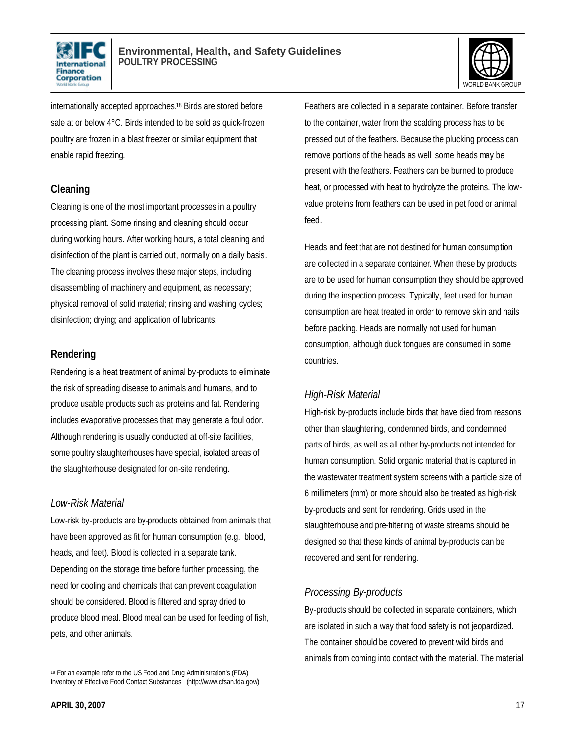internationally accepted approaches.[18] Birds are stored before sale at or below 4°C. Birds intended to be sold as quick-frozen poultry are frozen in a blast freezer or similar equipment that enable rapid freezing.

## Cleaning

Cleaning is one of the most important processes in a poultry processing plant. Some rinsing and cleaning should occur during working hours. After working hours, a total cleaning and disinfection of the plant is carried out, normally on a daily basis. The cleaning process involves these major steps, including disassembling of machinery and equipment, as necessary; physical removal of solid material; rinsing and washing cycles; disinfection; drying; and application of lubricants.

## Rendering

Rendering is a heat treatment of animal by-products to eliminate the risk of spreading disease to animals and humans, and to produce usable products such as proteins and fat. Rendering includes evaporative processes that may generate a foul odor. Although rendering is usually conducted at off-site facilities, some poultry slaughterhouses have special, isolated areas of the slaughterhouse designated for on-site rendering.

### *Low-Risk Material*

Low-risk by-products are by-products obtained from animals that have been approved as fit for human consumption (e.g. blood, heads, and feet). Blood is collected in a separate tank. Depending on the storage time before further processing, the need for cooling and chemicals that can prevent coagulation should be considered. Blood is filtered and spray dried to produce blood meal. Blood meal can be used for feeding of fish, pets, and other animals.

Feathers are collected in a separate container. Before transfer to the container, water from the scalding process has to be pressed out of the feathers. Because the plucking process can remove portions of the heads as well, some heads may be present with the feathers. Feathers can be burned to produce heat, or processed with heat to hydrolyze the proteins. The low-value proteins from feathers can be used in pet food or animal feed.

Heads and feet that are not destined for human consumption are collected in a separate container. When these by products are to be used for human consumption they should be approved during the inspection process. Typically, feet used for human consumption are heat treated in order to remove skin and nails before packing. Heads are normally not used for human consumption, although duck tongues are consumed in some countries.

### *High-Risk Material*

High-risk by-products include birds that have died from reasons other than slaughtering, condemned birds, and condemned parts of birds, as well as all other by-products not intended for human consumption. Solid organic material that is captured in the wastewater treatment system screens with a particle size of 6 millimeters (mm) or more should also be treated as high-risk by-products and sent for rendering. Grids used in the slaughterhouse and pre-filtering of waste streams should be designed so that these kinds of animal by-products can be recovered and sent for rendering.

### *Processing By-products*

By-products should be collected in separate containers, which are isolated in such a way that food safety is not jeopardized. The container should be covered to prevent wild birds and animals from coming into contact with the material. The material

---

[18] For an example refer to the US Food and Drug Administration's (FDA) Inventory of Effective Food Contact Substances (http://www.cfsan.fda.gov/)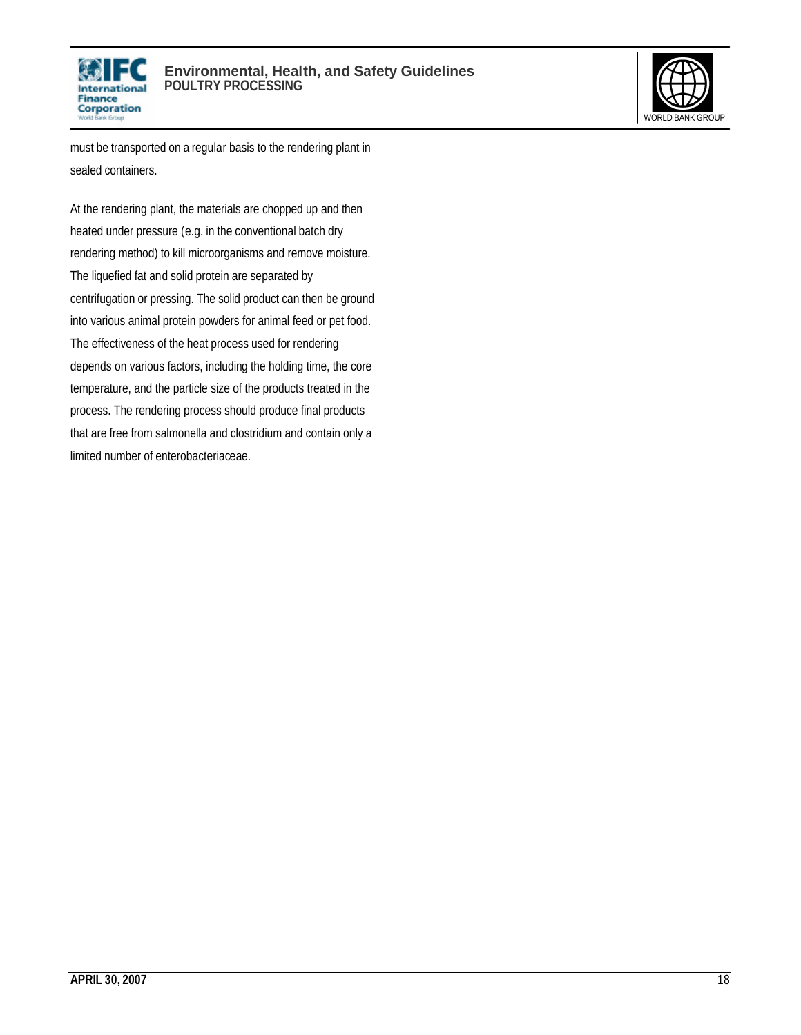must be transported on a regular basis to the rendering plant in sealed containers.

At the rendering plant, the materials are chopped up and then heated under pressure (e.g. in the conventional batch dry rendering method) to kill microorganisms and remove moisture. The liquefied fat and solid protein are separated by centrifugation or pressing. The solid product can then be ground into various animal protein powders for animal feed or pet food. The effectiveness of the heat process used for rendering depends on various factors, including the holding time, the core temperature, and the particle size of the products treated in the process. The rendering process should produce final products that are free from salmonella and clostridium and contain only a limited number of enterobacteriaceae.